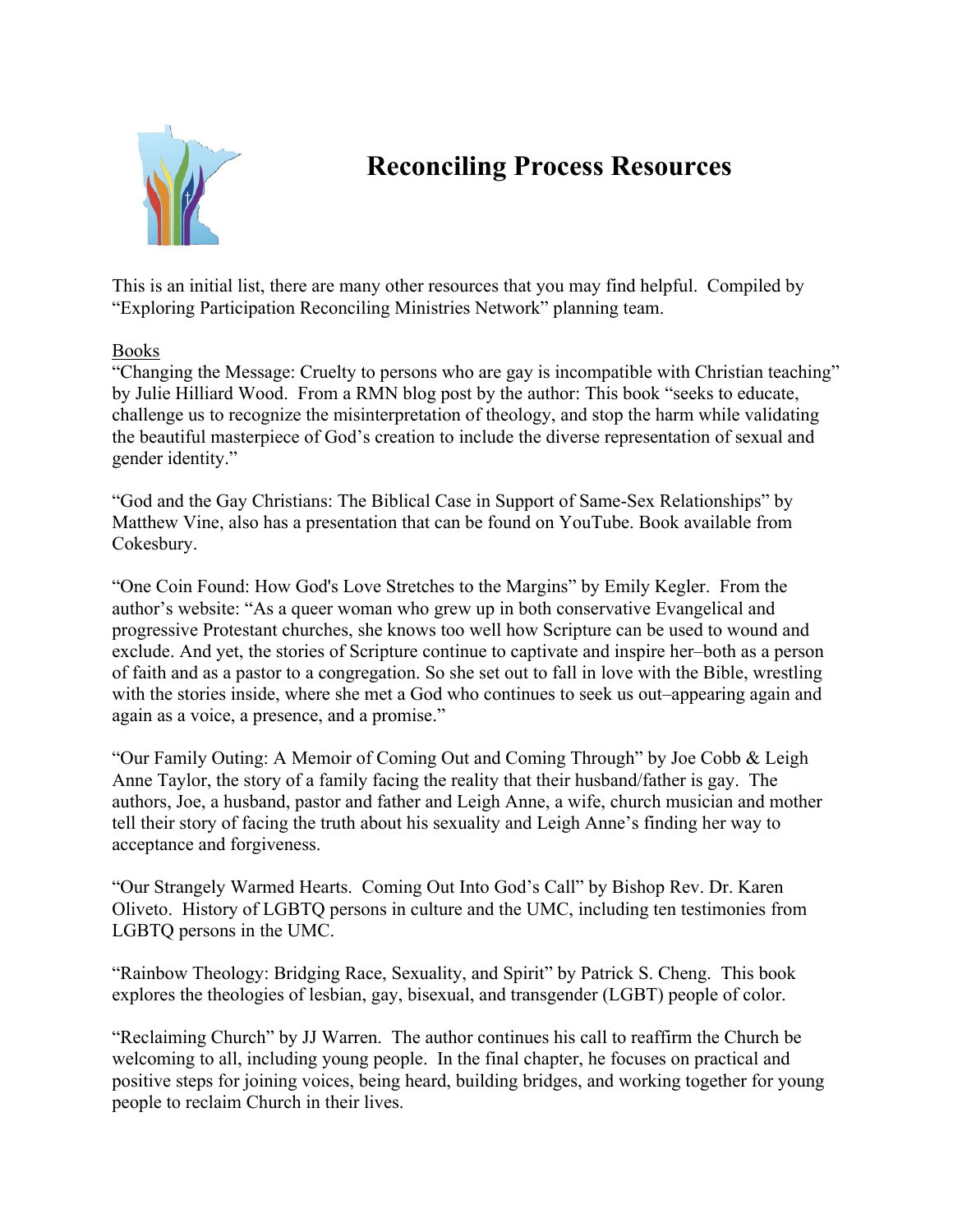# Reconciling Process Resources

This is an initial list, there are many other resources that you may find helpful. Compiled by "Exploring Participation Reconciling Ministries Network" planning team.

Books

"Changing the Message: Cruelty to persons who are gay is incompatible with Christian teaching" by Julie Hilliard Wood. From a RMN blog post by the author: This book "seeks to educate, challenge us to recognize the misinterpretation of theology, and stop the harm while validating the beautiful masterpiece of God's creation to include the diverse representation of sexual and gender identity."

"God and the Gay Christians: The Biblical Case in Support of Same-Sex Relationships" by Matthew Vine, also has a presentation that can be found on YouTube. Book available from Cokesbury.

"One Coin Found: How God's Love Stretches to the Margins" by Emily Kegler. From the author's website: "As a queer woman who grew up in both conservative Evangelical and progressive Protestant churches, she knows too well how Scripture can be used to wound and exclude. And yet, the stories of Scripture continue to captivate and inspire her–both as a person of faith and as a pastor to a congregation. So she set out to fall in love with the Bible, wrestling with the stories inside, where she met a God who continues to seek us out–appearing again and again as a voice, a presence, and a promise."

"Our Family Outing: A Memoir of Coming Out and Coming Through" by Joe Cobb & Leigh Anne Taylor, the story of a family facing the reality that their husband/father is gay. The authors, Joe, a husband, pastor and father and Leigh Anne, a wife, church musician and mother tell their story of facing the truth about his sexuality and Leigh Anne's finding her way to acceptance and forgiveness.

"Our Strangely Warmed Hearts. Coming Out Into God's Call" by Bishop Rev. Dr. Karen Oliveto. History of LGBTQ persons in culture and the UMC, including ten testimonies from LGBTQ persons in the UMC.

"Rainbow Theology: Bridging Race, Sexuality, and Spirit" by Patrick S. Cheng. This book explores the theologies of lesbian, gay, bisexual, and transgender (LGBT) people of color.

"Reclaiming Church" by JJ Warren. The author continues his call to reaffirm the Church be welcoming to all, including young people. In the final chapter, he focuses on practical and positive steps for joining voices, being heard, building bridges, and working together for young people to reclaim Church in their lives.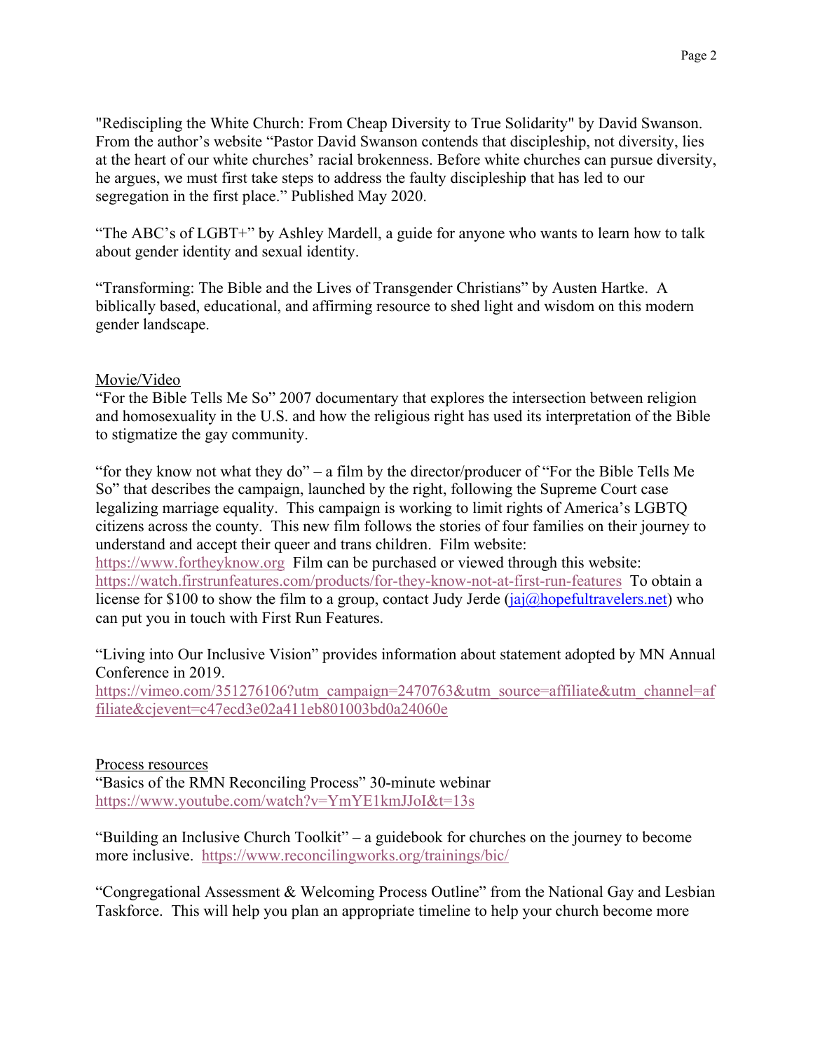"Rediscipling the White Church: From Cheap Diversity to True Solidarity" by David Swanson. From the author's website "Pastor David Swanson contends that discipleship, not diversity, lies at the heart of our white churches' racial brokenness. Before white churches can pursue diversity, he argues, we must first take steps to address the faulty discipleship that has led to our segregation in the first place." Published May 2020.

"The ABC's of LGBT+" by Ashley Mardell, a guide for anyone who wants to learn how to talk about gender identity and sexual identity.

"Transforming: The Bible and the Lives of Transgender Christians" by Austen Hartke. A biblically based, educational, and affirming resource to shed light and wisdom on this modern gender landscape.

Movie/Video

"For the Bible Tells Me So" 2007 documentary that explores the intersection between religion and homosexuality in the U.S. and how the religious right has used its interpretation of the Bible to stigmatize the gay community.

"for they know not what they do" – a film by the director/producer of "For the Bible Tells Me So" that describes the campaign, launched by the right, following the Supreme Court case legalizing marriage equality. This campaign is working to limit rights of America's LGBTQ citizens across the county. This new film follows the stories of four families on their journey to understand and accept their queer and trans children. Film website: https://www.fortheyknow.org Film can be purchased or viewed through this website: https://watch.firstrunfeatures.com/products/for-they-know-not-at-first-run-features To obtain a license for $100 to show the film to a group, contact Judy Jerde (jaj@hopefultravelers.net) who can put you in touch with First Run Features.

"Living into Our Inclusive Vision" provides information about statement adopted by MN Annual Conference in 2019.
https://vimeo.com/351276106?utm_campaign=2470763&utm_source=affiliate&utm_channel=affiliate&cjevent=c47ecd3e02a411eb801003bd0a24060e

Process resources

"Basics of the RMN Reconciling Process" 30-minute webinar
https://www.youtube.com/watch?v=YmYE1kmJJoI&t=13s

"Building an Inclusive Church Toolkit" – a guidebook for churches on the journey to become more inclusive. https://www.reconcilingworks.org/trainings/bic/

"Congregational Assessment & Welcoming Process Outline" from the National Gay and Lesbian Taskforce. This will help you plan an appropriate timeline to help your church become more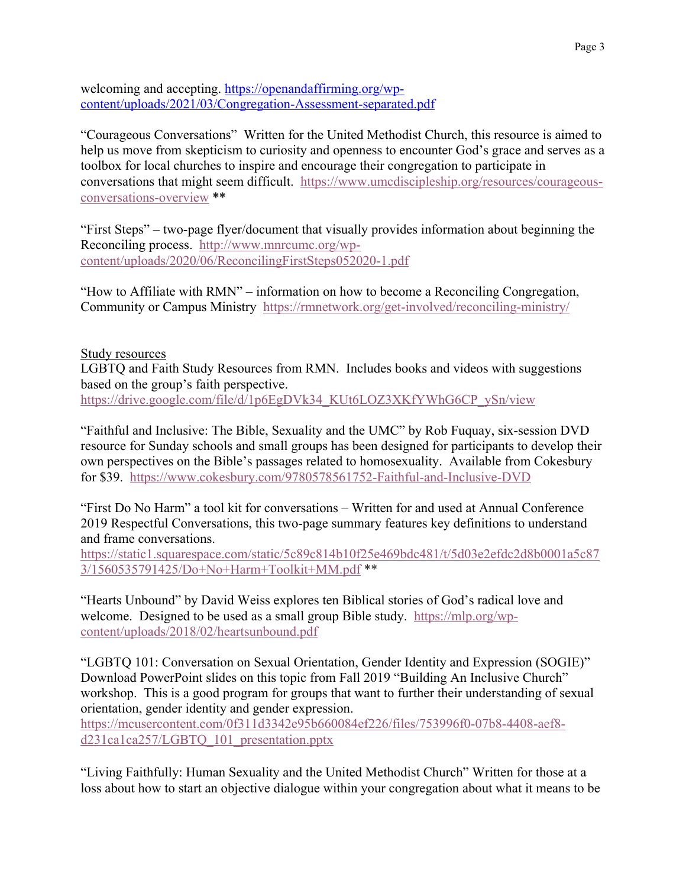welcoming and accepting. https://openandaffirming.org/wp-content/uploads/2021/03/Congregation-Assessment-separated.pdf

"Courageous Conversations" Written for the United Methodist Church, this resource is aimed to help us move from skepticism to curiosity and openness to encounter God's grace and serves as a toolbox for local churches to inspire and encourage their congregation to participate in conversations that might seem difficult. https://www.umcdiscipleship.org/resources/courageous-conversations-overview **

"First Steps" – two-page flyer/document that visually provides information about beginning the Reconciling process. http://www.mnrcumc.org/wp-content/uploads/2020/06/ReconcilingFirstSteps052020-1.pdf

"How to Affiliate with RMN" – information on how to become a Reconciling Congregation, Community or Campus Ministry https://rmnetwork.org/get-involved/reconciling-ministry/

Study resources

LGBTQ and Faith Study Resources from RMN. Includes books and videos with suggestions based on the group's faith perspective.
https://drive.google.com/file/d/1p6EgDVk34_KUt6LOZ3XKfYWhG6CP_ySn/view

"Faithful and Inclusive: The Bible, Sexuality and the UMC" by Rob Fuquay, six-session DVD resource for Sunday schools and small groups has been designed for participants to develop their own perspectives on the Bible's passages related to homosexuality. Available from Cokesbury for $39. https://www.cokesbury.com/9780578561752-Faithful-and-Inclusive-DVD

"First Do No Harm" a tool kit for conversations – Written for and used at Annual Conference 2019 Respectful Conversations, this two-page summary features key definitions to understand and frame conversations.
https://static1.squarespace.com/static/5c89c814b10f25e469bdc481/t/5d03e2efdc2d8b0001a5c873/1560535791425/Do+No+Harm+Toolkit+MM.pdf **

"Hearts Unbound" by David Weiss explores ten Biblical stories of God's radical love and welcome. Designed to be used as a small group Bible study. https://mlp.org/wp-content/uploads/2018/02/heartsunbound.pdf

"LGBTQ 101: Conversation on Sexual Orientation, Gender Identity and Expression (SOGIE)" Download PowerPoint slides on this topic from Fall 2019 "Building An Inclusive Church" workshop. This is a good program for groups that want to further their understanding of sexual orientation, gender identity and gender expression.
https://mcusercontent.com/0f311d3342e95b660084ef226/files/753996f0-07b8-4408-aef8-d231ca1ca257/LGBTQ_101_presentation.pptx

"Living Faithfully: Human Sexuality and the United Methodist Church" Written for those at a loss about how to start an objective dialogue within your congregation about what it means to be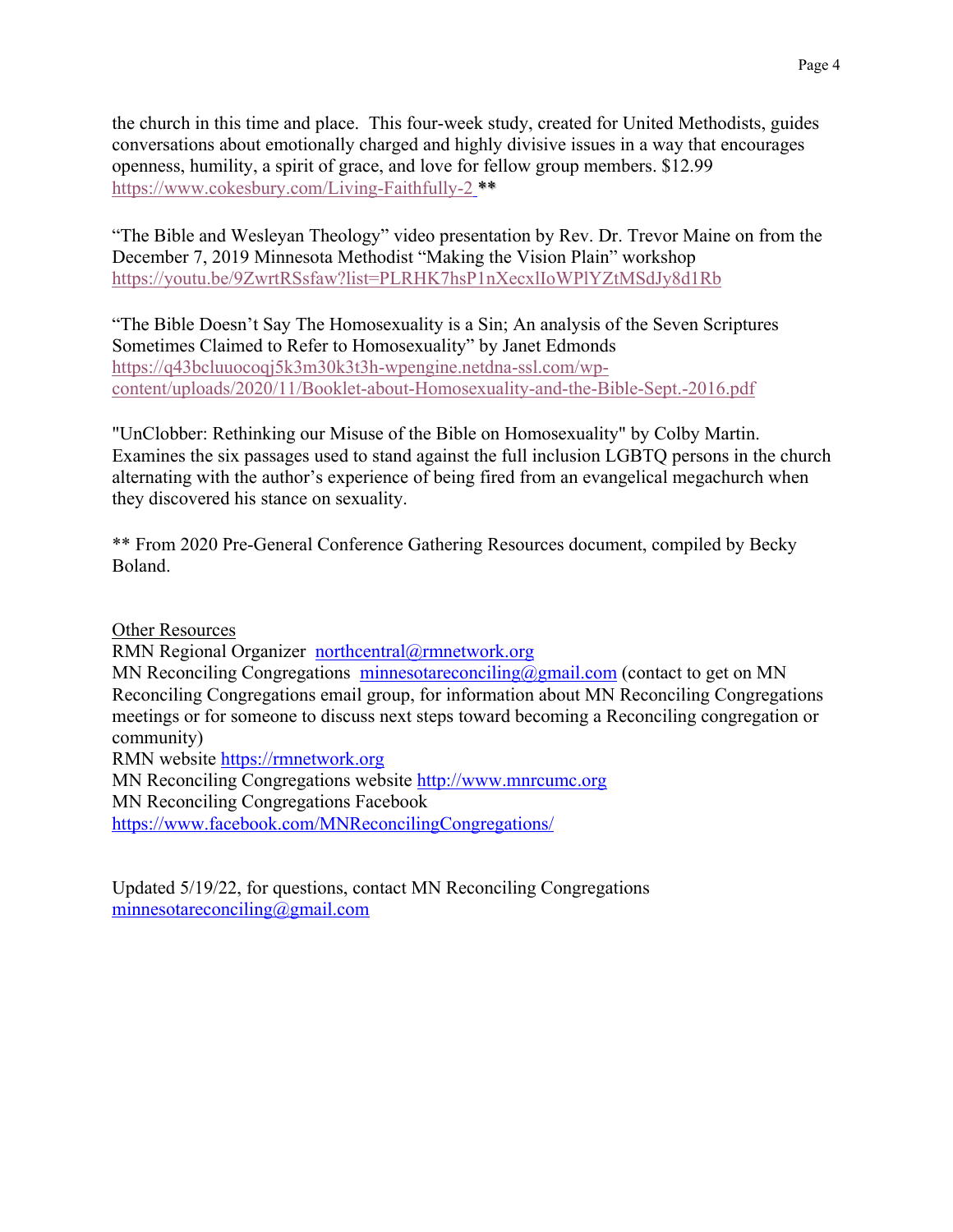the church in this time and place. This four-week study, created for United Methodists, guides conversations about emotionally charged and highly divisive issues in a way that encourages openness, humility, a spirit of grace, and love for fellow group members. $12.99 https://www.cokesbury.com/Living-Faithfully-2 **

"The Bible and Wesleyan Theology" video presentation by Rev. Dr. Trevor Maine on from the December 7, 2019 Minnesota Methodist "Making the Vision Plain" workshop https://youtu.be/9ZwrtRSsfaw?list=PLRHK7hsP1nXecxlIoWPlYZtMSdJy8d1Rb

"The Bible Doesn't Say The Homosexuality is a Sin; An analysis of the Seven Scriptures Sometimes Claimed to Refer to Homosexuality" by Janet Edmonds https://q43bcluuocoqj5k3m30k3t3h-wpengine.netdna-ssl.com/wp-content/uploads/2020/11/Booklet-about-Homosexuality-and-the-Bible-Sept.-2016.pdf

"UnClobber: Rethinking our Misuse of the Bible on Homosexuality" by Colby Martin. Examines the six passages used to stand against the full inclusion LGBTQ persons in the church alternating with the author's experience of being fired from an evangelical megachurch when they discovered his stance on sexuality.

** From 2020 Pre-General Conference Gathering Resources document, compiled by Becky Boland.

Other Resources

RMN Regional Organizer northcentral@rmnetwork.org
MN Reconciling Congregations minnesotareconciling@gmail.com (contact to get on MN Reconciling Congregations email group, for information about MN Reconciling Congregations meetings or for someone to discuss next steps toward becoming a Reconciling congregation or community)
RMN website https://rmnetwork.org
MN Reconciling Congregations website http://www.mnrcumc.org
MN Reconciling Congregations Facebook https://www.facebook.com/MNReconcilingCongregations/

Updated 5/19/22, for questions, contact MN Reconciling Congregations minnesotareconciling@gmail.com